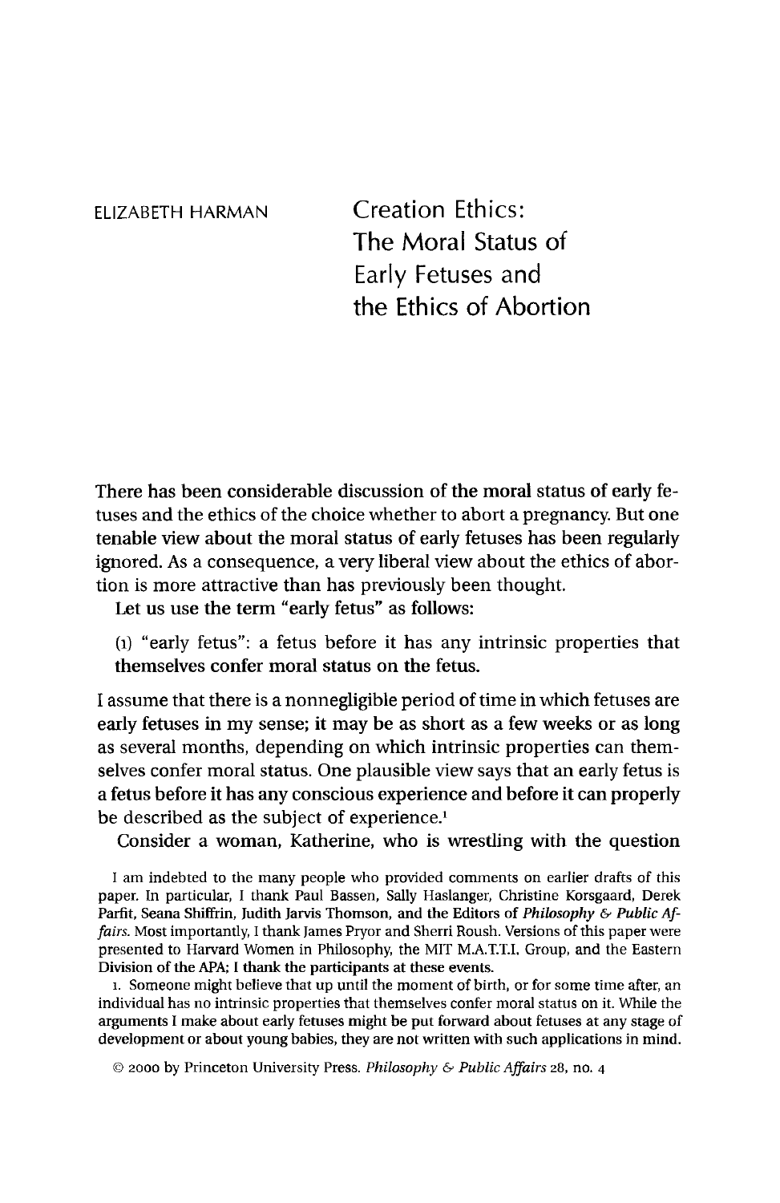ELIZABETH HARMAN

# Creation Ethics: The Moral Status of Early Fetuses and the Ethics of Abortion

There has been considerable discussion of the moral status of early fetuses and the ethics of the choice whether to abort a pregnancy. But one tenable view about the moral status of early fetuses has been regularly ignored. As a consequence, a very liberal view about the ethics of abortion is more attractive than has previously been thought.

Let us use the term "early fetus" as follows:

(1) "early fetus": a fetus before it has any intrinsic properties that themselves confer moral status on the fetus.

I assume that there is a nonnegligible period of time in which fetuses are early fetuses in my sense; it may be as short as a few weeks or as long as several months, depending on which intrinsic properties can themselves confer moral status. One plausible view says that an early fetus is a fetus before it has any conscious experience and before it can properly be described as the subject of experience.[1]

Consider a woman, Katherine, who is wrestling with the question

I am indebted to the many people who provided comments on earlier drafts of this paper. In particular, I thank Paul Bassen, Sally Haslanger, Christine Korsgaard, Derek Parfit, Seana Shiffrin, Judith Jarvis Thomson, and the Editors of *Philosophy & Public Affairs*. Most importantly, I thank James Pryor and Sherri Roush. Versions of this paper were presented to Harvard Women in Philosophy, the MIT M.A.T.T.I. Group, and the Eastern Division of the APA; I thank the participants at these events.

1. Someone might believe that up until the moment of birth, or for some time after, an individual has no intrinsic properties that themselves confer moral status on it. While the arguments I make about early fetuses might be put forward about fetuses at any stage of development or about young babies, they are not written with such applications in mind.

© 2000 by Princeton University Press. *Philosophy & Public Affairs* 28, no. 4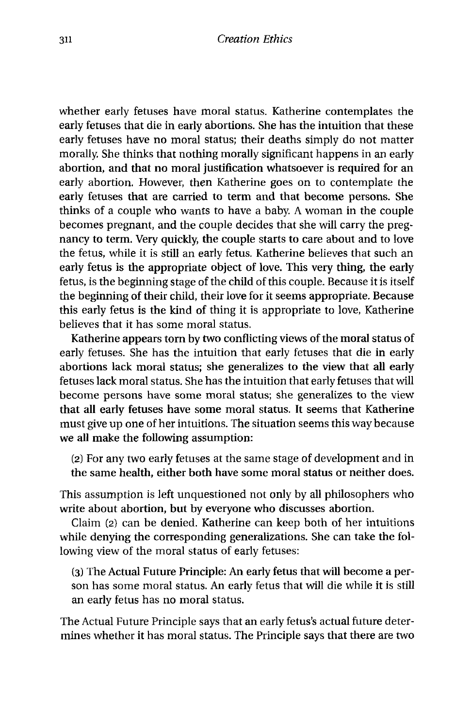whether early fetuses have moral status. Katherine contemplates the early fetuses that die in early abortions. She has the intuition that these early fetuses have no moral status; their deaths simply do not matter morally. She thinks that nothing morally significant happens in an early abortion, and that no moral justification whatsoever is required for an early abortion. However, then Katherine goes on to contemplate the early fetuses that are carried to term and that become persons. She thinks of a couple who wants to have a baby. A woman in the couple becomes pregnant, and the couple decides that she will carry the pregnancy to term. Very quickly, the couple starts to care about and to love the fetus, while it is still an early fetus. Katherine believes that such an early fetus is the appropriate object of love. This very thing, the early fetus, is the beginning stage of the child of this couple. Because it is itself the beginning of their child, their love for it seems appropriate. Because this early fetus is the kind of thing it is appropriate to love, Katherine believes that it has some moral status.

Katherine appears torn by two conflicting views of the moral status of early fetuses. She has the intuition that early fetuses that die in early abortions lack moral status; she generalizes to the view that all early fetuses lack moral status. She has the intuition that early fetuses that will become persons have some moral status; she generalizes to the view that all early fetuses have some moral status. It seems that Katherine must give up one of her intuitions. The situation seems this way because we all make the following assumption:

(2) For any two early fetuses at the same stage of development and in the same health, either both have some moral status or neither does.

This assumption is left unquestioned not only by all philosophers who write about abortion, but by everyone who discusses abortion.

Claim (2) can be denied. Katherine can keep both of her intuitions while denying the corresponding generalizations. She can take the following view of the moral status of early fetuses:

(3) The Actual Future Principle: An early fetus that will become a person has some moral status. An early fetus that will die while it is still an early fetus has no moral status.

The Actual Future Principle says that an early fetus's actual future determines whether it has moral status. The Principle says that there are two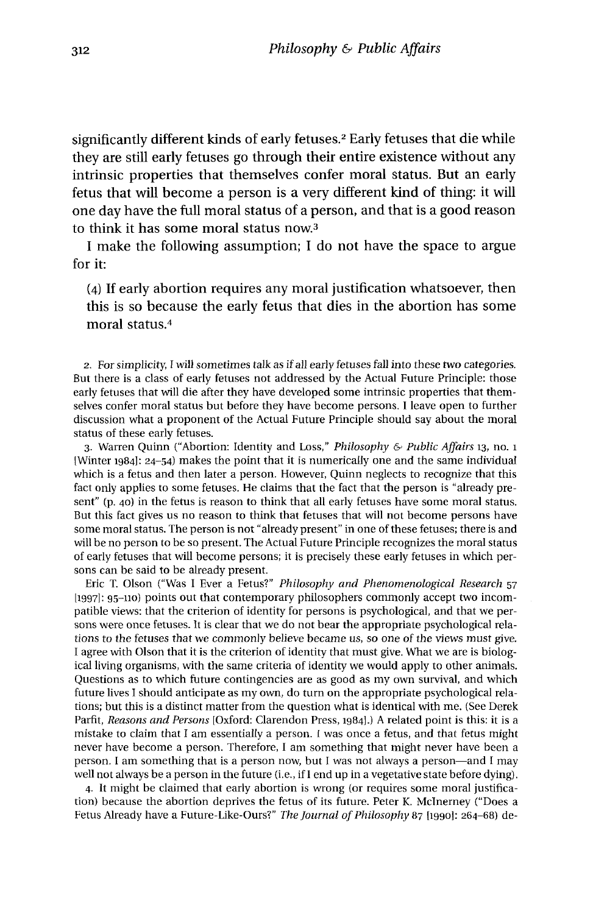significantly different kinds of early fetuses.[2] Early fetuses that die while they are still early fetuses go through their entire existence without any intrinsic properties that themselves confer moral status. But an early fetus that will become a person is a very different kind of thing: it will one day have the full moral status of a person, and that is a good reason to think it has some moral status now.[3]

I make the following assumption; I do not have the space to argue for it:

> (4) If early abortion requires any moral justification whatsoever, then this is so because the early fetus that dies in the abortion has some moral status.[4]

2. For simplicity, I will sometimes talk as if all early fetuses fall into these two categories. But there is a class of early fetuses not addressed by the Actual Future Principle: those early fetuses that will die after they have developed some intrinsic properties that themselves confer moral status but before they have become persons. I leave open to further discussion what a proponent of the Actual Future Principle should say about the moral status of these early fetuses.

3. Warren Quinn ("Abortion: Identity and Loss," *Philosophy & Public Affairs* 13, no. 1 [Winter 1984]: 24–54) makes the point that it is numerically one and the same individual which is a fetus and then later a person. However, Quinn neglects to recognize that this fact only applies to some fetuses. He claims that the fact that the person is "already present" (p. 40) in the fetus is reason to think that all early fetuses have some moral status. But this fact gives us no reason to think that fetuses that will not become persons have some moral status. The person is not "already present" in one of these fetuses; there is and will be no person to be so present. The Actual Future Principle recognizes the moral status of early fetuses that will become persons; it is precisely these early fetuses in which persons can be said to be already present.

Eric T. Olson ("Was I Ever a Fetus?" *Philosophy and Phenomenological Research* 57 [1997]: 95–110) points out that contemporary philosophers commonly accept two incompatible views: that the criterion of identity for persons is psychological, and that we persons were once fetuses. It is clear that we do not bear the appropriate psychological relations to the fetuses that we commonly believe became us, so one of the views must give. I agree with Olson that it is the criterion of identity that must give. What we are is biological living organisms, with the same criteria of identity we would apply to other animals. Questions as to which future contingencies are as good as my own survival, and which future lives I should anticipate as my own, do turn on the appropriate psychological relations; but this is a distinct matter from the question what is identical with me. (See Derek Parfit, *Reasons and Persons* [Oxford: Clarendon Press, 1984].) A related point is this: it is a mistake to claim that I am essentially a person. I was once a fetus, and that fetus might never have become a person. Therefore, I am something that might never have been a person. I am something that is a person now, but I was not always a person—and I may well not always be a person in the future (i.e., if I end up in a vegetative state before dying).

4. It might be claimed that early abortion is wrong (or requires some moral justification) because the abortion deprives the fetus of its future. Peter K. McInerney ("Does a Fetus Already have a Future-Like-Ours?" *The Journal of Philosophy* 87 [1990]: 264–68) de-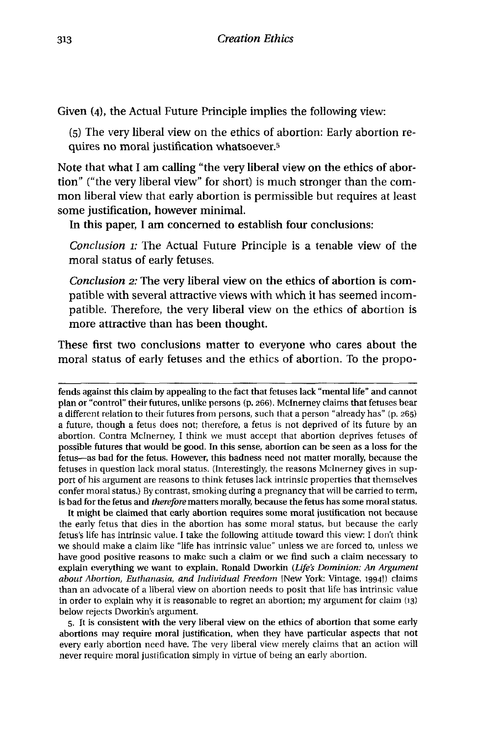Given (4), the Actual Future Principle implies the following view:

(5) The very liberal view on the ethics of abortion: Early abortion requires no moral justification whatsoever.[5]

Note that what I am calling "the very liberal view on the ethics of abortion" ("the very liberal view" for short) is much stronger than the common liberal view that early abortion is permissible but requires at least some justification, however minimal.

In this paper, I am concerned to establish four conclusions:

*Conclusion 1:* The Actual Future Principle is a tenable view of the moral status of early fetuses.

*Conclusion 2:* The very liberal view on the ethics of abortion is compatible with several attractive views with which it has seemed incompatible. Therefore, the very liberal view on the ethics of abortion is more attractive than has been thought.

These first two conclusions matter to everyone who cares about the moral status of early fetuses and the ethics of abortion. To the propo-

---

fends against this claim by appealing to the fact that fetuses lack "mental life" and cannot plan or "control" their futures, unlike persons (p. 266). McInerney claims that fetuses bear a different relation to their futures from persons, such that a person "already has" (p. 265) a future, though a fetus does not; therefore, a fetus is not deprived of its future by an abortion. Contra McInerney, I think we must accept that abortion deprives fetuses of possible futures that would be good. In this sense, abortion can be seen as a loss for the fetus—as bad for the fetus. However, this badness need not matter morally, because the fetuses in question lack moral status. (Interestingly, the reasons McInerney gives in support of his argument are reasons to think fetuses lack intrinsic properties that themselves confer moral status.) By contrast, smoking during a pregnancy that will be carried to term, is bad for the fetus and *therefore* matters morally, because the fetus has some moral status.

It might be claimed that early abortion requires some moral justification not because the early fetus that dies in the abortion has some moral status, but because the early fetus's life has intrinsic value. I take the following attitude toward this view: I don't think we should make a claim like "life has intrinsic value" unless we are forced to, unless we have good positive reasons to make such a claim or we find such a claim necessary to explain everything we want to explain. Ronald Dworkin (*Life's Dominion: An Argument about Abortion, Euthanasia, and Individual Freedom* [New York: Vintage, 1994]) claims than an advocate of a liberal view on abortion needs to posit that life has intrinsic value in order to explain why it is reasonable to regret an abortion; my argument for claim (13) below rejects Dworkin's argument.

5. It is consistent with the very liberal view on the ethics of abortion that some early abortions may require moral justification, when they have particular aspects that not every early abortion need have. The very liberal view merely claims that an action will never require moral justification simply in virtue of being an early abortion.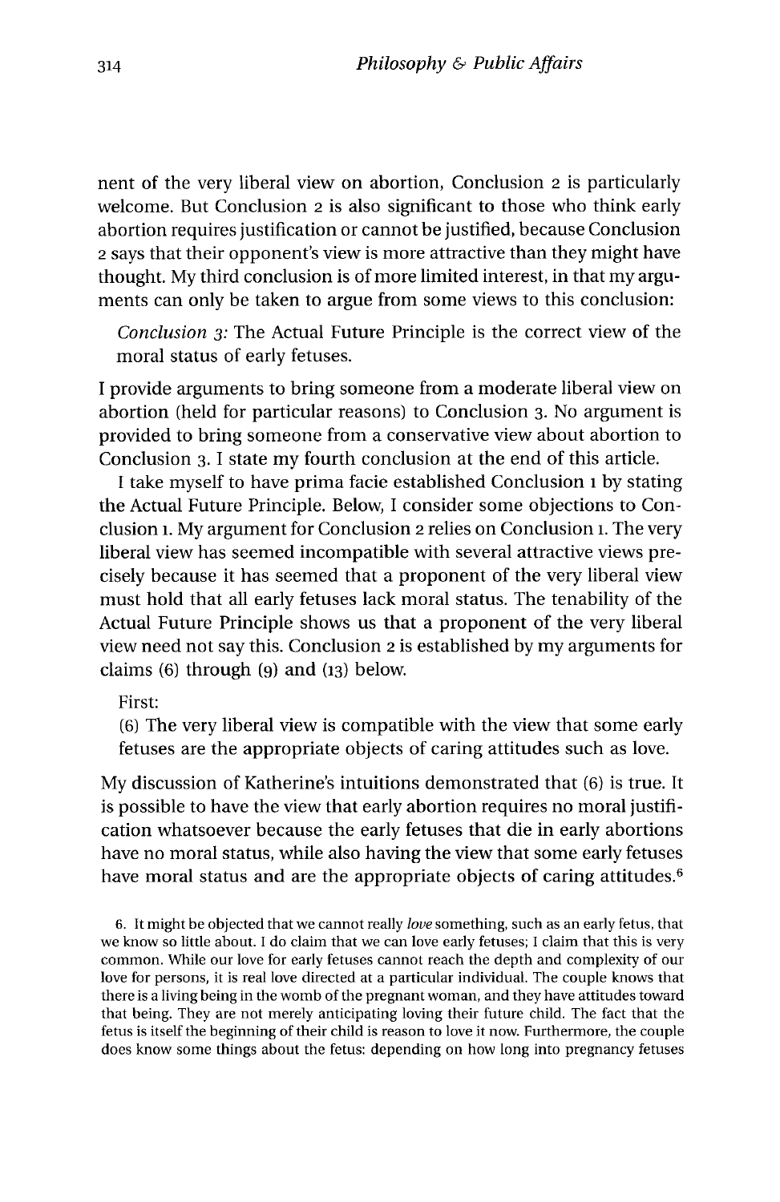nent of the very liberal view on abortion, Conclusion 2 is particularly welcome. But Conclusion 2 is also significant to those who think early abortion requires justification or cannot be justified, because Conclusion 2 says that their opponent's view is more attractive than they might have thought. My third conclusion is of more limited interest, in that my arguments can only be taken to argue from some views to this conclusion:

> *Conclusion 3:* The Actual Future Principle is the correct view of the moral status of early fetuses.

I provide arguments to bring someone from a moderate liberal view on abortion (held for particular reasons) to Conclusion 3. No argument is provided to bring someone from a conservative view about abortion to Conclusion 3. I state my fourth conclusion at the end of this article.

I take myself to have prima facie established Conclusion 1 by stating the Actual Future Principle. Below, I consider some objections to Conclusion 1. My argument for Conclusion 2 relies on Conclusion 1. The very liberal view has seemed incompatible with several attractive views precisely because it has seemed that a proponent of the very liberal view must hold that all early fetuses lack moral status. The tenability of the Actual Future Principle shows us that a proponent of the very liberal view need not say this. Conclusion 2 is established by my arguments for claims (6) through (9) and (13) below.

First:

> (6) The very liberal view is compatible with the view that some early fetuses are the appropriate objects of caring attitudes such as love.

My discussion of Katherine's intuitions demonstrated that (6) is true. It is possible to have the view that early abortion requires no moral justification whatsoever because the early fetuses that die in early abortions have no moral status, while also having the view that some early fetuses have moral status and are the appropriate objects of caring attitudes.[6]

6. It might be objected that we cannot really *love* something, such as an early fetus, that we know so little about. I do claim that we can love early fetuses; I claim that this is very common. While our love for early fetuses cannot reach the depth and complexity of our love for persons, it is real love directed at a particular individual. The couple knows that there is a living being in the womb of the pregnant woman, and they have attitudes toward that being. They are not merely anticipating loving their future child. The fact that the fetus is itself the beginning of their child is reason to love it now. Furthermore, the couple does know some things about the fetus: depending on how long into pregnancy fetuses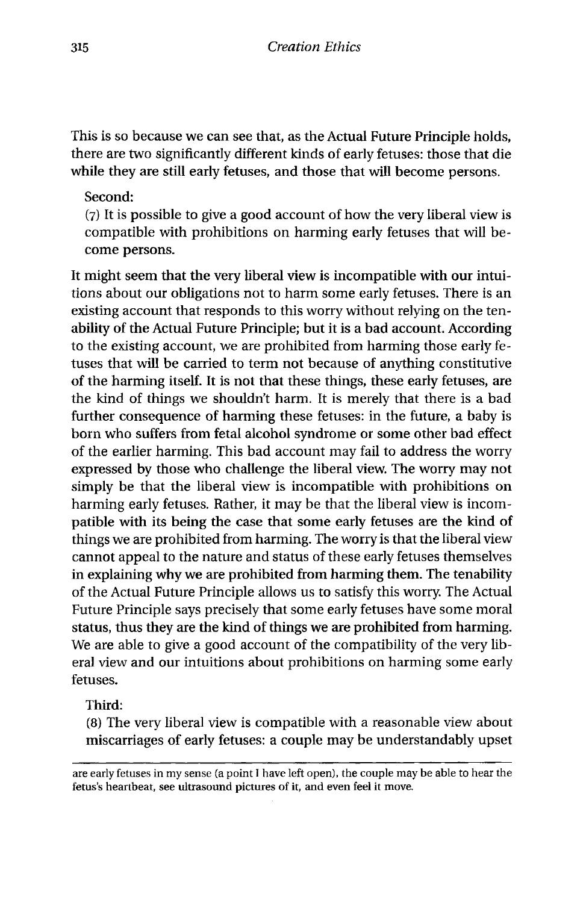This is so because we can see that, as the Actual Future Principle holds, there are two significantly different kinds of early fetuses: those that die while they are still early fetuses, and those that will become persons.

Second:

> (7) It is possible to give a good account of how the very liberal view is compatible with prohibitions on harming early fetuses that will become persons.

It might seem that the very liberal view is incompatible with our intuitions about our obligations not to harm some early fetuses. There is an existing account that responds to this worry without relying on the tenability of the Actual Future Principle; but it is a bad account. According to the existing account, we are prohibited from harming those early fetuses that will be carried to term not because of anything constitutive of the harming itself. It is not that these things, these early fetuses, are the kind of things we shouldn't harm. It is merely that there is a bad further consequence of harming these fetuses: in the future, a baby is born who suffers from fetal alcohol syndrome or some other bad effect of the earlier harming. This bad account may fail to address the worry expressed by those who challenge the liberal view. The worry may not simply be that the liberal view is incompatible with prohibitions on harming early fetuses. Rather, it may be that the liberal view is incompatible with its being the case that some early fetuses are the kind of things we are prohibited from harming. The worry is that the liberal view cannot appeal to the nature and status of these early fetuses themselves in explaining why we are prohibited from harming them. The tenability of the Actual Future Principle allows us to satisfy this worry. The Actual Future Principle says precisely that some early fetuses have some moral status, thus they are the kind of things we are prohibited from harming. We are able to give a good account of the compatibility of the very liberal view and our intuitions about prohibitions on harming some early fetuses.

Third:

> (8) The very liberal view is compatible with a reasonable view about miscarriages of early fetuses: a couple may be understandably upset

are early fetuses in my sense (a point I have left open), the couple may be able to hear the fetus's heartbeat, see ultrasound pictures of it, and even feel it move.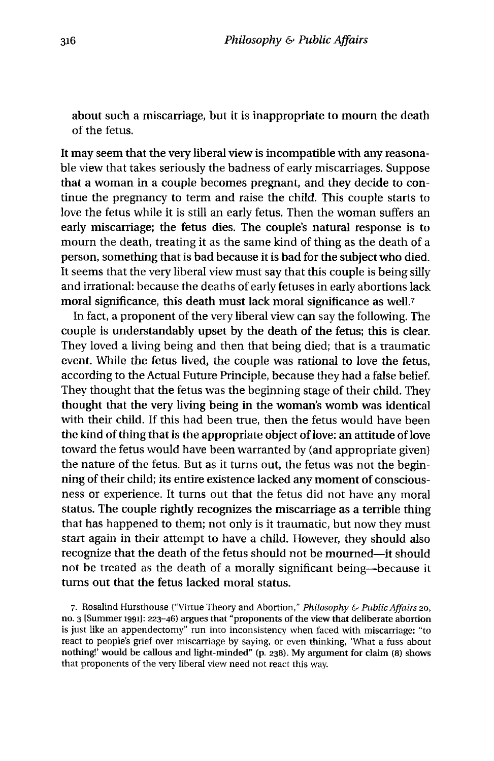about such a miscarriage, but it is inappropriate to mourn the death of the fetus.

It may seem that the very liberal view is incompatible with any reasonable view that takes seriously the badness of early miscarriages. Suppose that a woman in a couple becomes pregnant, and they decide to continue the pregnancy to term and raise the child. This couple starts to love the fetus while it is still an early fetus. Then the woman suffers an early miscarriage; the fetus dies. The couple's natural response is to mourn the death, treating it as the same kind of thing as the death of a person, something that is bad because it is bad for the subject who died. It seems that the very liberal view must say that this couple is being silly and irrational: because the deaths of early fetuses in early abortions lack moral significance, this death must lack moral significance as well.[7]

In fact, a proponent of the very liberal view can say the following. The couple is understandably upset by the death of the fetus; this is clear. They loved a living being and then that being died; that is a traumatic event. While the fetus lived, the couple was rational to love the fetus, according to the Actual Future Principle, because they had a false belief. They thought that the fetus was the beginning stage of their child. They thought that the very living being in the woman's womb was identical with their child. If this had been true, then the fetus would have been the kind of thing that is the appropriate object of love: an attitude of love toward the fetus would have been warranted by (and appropriate given) the nature of the fetus. But as it turns out, the fetus was not the beginning of their child; its entire existence lacked any moment of consciousness or experience. It turns out that the fetus did not have any moral status. The couple rightly recognizes the miscarriage as a terrible thing that has happened to them; not only is it traumatic, but now they must start again in their attempt to have a child. However, they should also recognize that the death of the fetus should not be mourned—it should not be treated as the death of a morally significant being—because it turns out that the fetus lacked moral status.

7. Rosalind Hursthouse ("Virtue Theory and Abortion," *Philosophy & Public Affairs* 20, no. 3 [Summer 1991]: 223–46) argues that "proponents of the view that deliberate abortion is just like an appendectomy" run into inconsistency when faced with miscarriage: "to react to people's grief over miscarriage by saying, or even thinking, 'What a fuss about nothing!' would be callous and light-minded" (p. 238). My argument for claim (8) shows that proponents of the very liberal view need not react this way.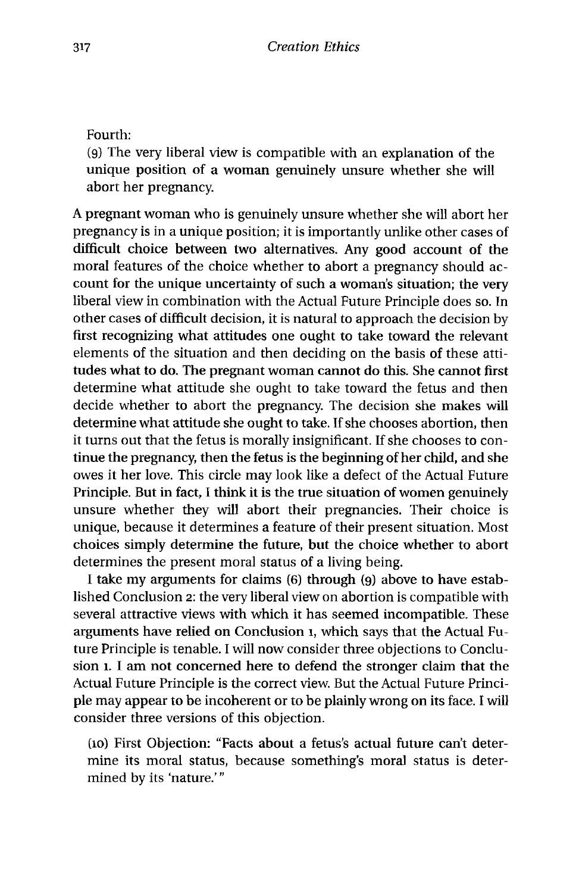Fourth:

(9) The very liberal view is compatible with an explanation of the unique position of a woman genuinely unsure whether she will abort her pregnancy.

A pregnant woman who is genuinely unsure whether she will abort her pregnancy is in a unique position; it is importantly unlike other cases of difficult choice between two alternatives. Any good account of the moral features of the choice whether to abort a pregnancy should account for the unique uncertainty of such a woman's situation; the very liberal view in combination with the Actual Future Principle does so. In other cases of difficult decision, it is natural to approach the decision by first recognizing what attitudes one ought to take toward the relevant elements of the situation and then deciding on the basis of these attitudes what to do. The pregnant woman cannot do this. She cannot first determine what attitude she ought to take toward the fetus and then decide whether to abort the pregnancy. The decision she makes will determine what attitude she ought to take. If she chooses abortion, then it turns out that the fetus is morally insignificant. If she chooses to continue the pregnancy, then the fetus is the beginning of her child, and she owes it her love. This circle may look like a defect of the Actual Future Principle. But in fact, I think it is the true situation of women genuinely unsure whether they will abort their pregnancies. Their choice is unique, because it determines a feature of their present situation. Most choices simply determine the future, but the choice whether to abort determines the present moral status of a living being.

I take my arguments for claims (6) through (9) above to have established Conclusion 2: the very liberal view on abortion is compatible with several attractive views with which it has seemed incompatible. These arguments have relied on Conclusion 1, which says that the Actual Future Principle is tenable. I will now consider three objections to Conclusion 1. I am not concerned here to defend the stronger claim that the Actual Future Principle is the correct view. But the Actual Future Principle may appear to be incoherent or to be plainly wrong on its face. I will consider three versions of this objection.

(10) First Objection: "Facts about a fetus's actual future can't determine its moral status, because something's moral status is determined by its 'nature.'"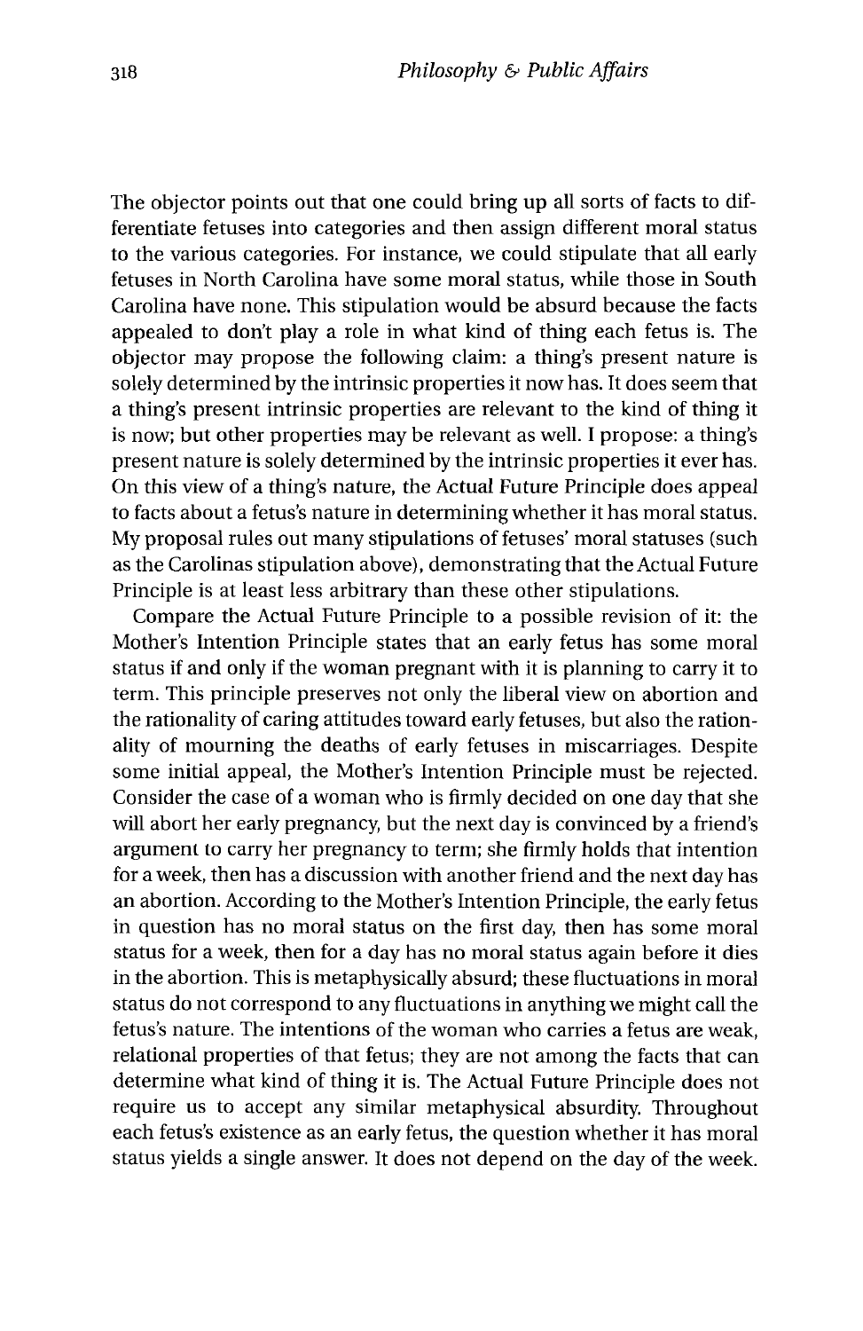The objector points out that one could bring up all sorts of facts to differentiate fetuses into categories and then assign different moral status to the various categories. For instance, we could stipulate that all early fetuses in North Carolina have some moral status, while those in South Carolina have none. This stipulation would be absurd because the facts appealed to don't play a role in what kind of thing each fetus is. The objector may propose the following claim: a thing's present nature is solely determined by the intrinsic properties it now has. It does seem that a thing's present intrinsic properties are relevant to the kind of thing it is now; but other properties may be relevant as well. I propose: a thing's present nature is solely determined by the intrinsic properties it ever has. On this view of a thing's nature, the Actual Future Principle does appeal to facts about a fetus's nature in determining whether it has moral status. My proposal rules out many stipulations of fetuses' moral statuses (such as the Carolinas stipulation above), demonstrating that the Actual Future Principle is at least less arbitrary than these other stipulations.

Compare the Actual Future Principle to a possible revision of it: the Mother's Intention Principle states that an early fetus has some moral status if and only if the woman pregnant with it is planning to carry it to term. This principle preserves not only the liberal view on abortion and the rationality of caring attitudes toward early fetuses, but also the rationality of mourning the deaths of early fetuses in miscarriages. Despite some initial appeal, the Mother's Intention Principle must be rejected. Consider the case of a woman who is firmly decided on one day that she will abort her early pregnancy, but the next day is convinced by a friend's argument to carry her pregnancy to term; she firmly holds that intention for a week, then has a discussion with another friend and the next day has an abortion. According to the Mother's Intention Principle, the early fetus in question has no moral status on the first day, then has some moral status for a week, then for a day has no moral status again before it dies in the abortion. This is metaphysically absurd; these fluctuations in moral status do not correspond to any fluctuations in anything we might call the fetus's nature. The intentions of the woman who carries a fetus are weak, relational properties of that fetus; they are not among the facts that can determine what kind of thing it is. The Actual Future Principle does not require us to accept any similar metaphysical absurdity. Throughout each fetus's existence as an early fetus, the question whether it has moral status yields a single answer. It does not depend on the day of the week.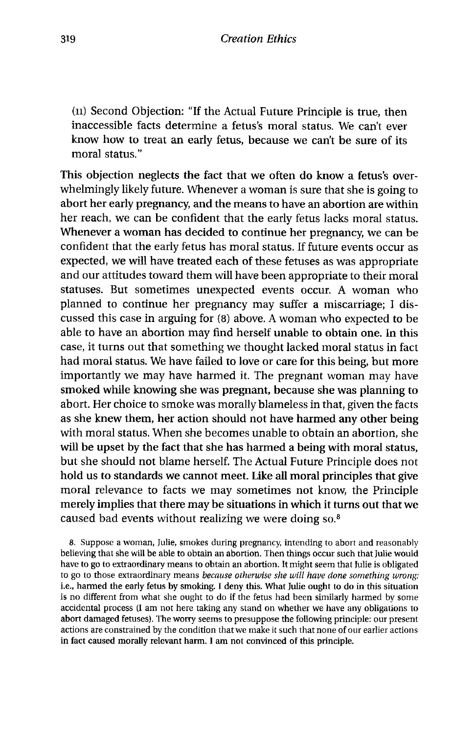(11) Second Objection: "If the Actual Future Principle is true, then inaccessible facts determine a fetus's moral status. We can't ever know how to treat an early fetus, because we can't be sure of its moral status."

This objection neglects the fact that we often do know a fetus's overwhelmingly likely future. Whenever a woman is sure that she is going to abort her early pregnancy, and the means to have an abortion are within her reach, we can be confident that the early fetus lacks moral status. Whenever a woman has decided to continue her pregnancy, we can be confident that the early fetus has moral status. If future events occur as expected, we will have treated each of these fetuses as was appropriate and our attitudes toward them will have been appropriate to their moral statuses. But sometimes unexpected events occur. A woman who planned to continue her pregnancy may suffer a miscarriage; I discussed this case in arguing for (8) above. A woman who expected to be able to have an abortion may find herself unable to obtain one. In this case, it turns out that something we thought lacked moral status in fact had moral status. We have failed to love or care for this being, but more importantly we may have harmed it. The pregnant woman may have smoked while knowing she was pregnant, because she was planning to abort. Her choice to smoke was morally blameless in that, given the facts as she knew them, her action should not have harmed any other being with moral status. When she becomes unable to obtain an abortion, she will be upset by the fact that she has harmed a being with moral status, but she should not blame herself. The Actual Future Principle does not hold us to standards we cannot meet. Like all moral principles that give moral relevance to facts we may sometimes not know, the Principle merely implies that there may be situations in which it turns out that we caused bad events without realizing we were doing so.[8]

8. Suppose a woman, Julie, smokes during pregnancy, intending to abort and reasonably believing that she will be able to obtain an abortion. Then things occur such that Julie would have to go to extraordinary means to obtain an abortion. It might seem that Julie is obligated to go to those extraordinary means *because otherwise she will have done something wrong:* i.e., harmed the early fetus by smoking. I deny this. What Julie ought to do in this situation is no different from what she ought to do if the fetus had been similarly harmed by some accidental process (I am not here taking any stand on whether we have any obligations to abort damaged fetuses). The worry seems to presuppose the following principle: our present actions are constrained by the condition that we make it such that none of our earlier actions in fact caused morally relevant harm. I am not convinced of this principle.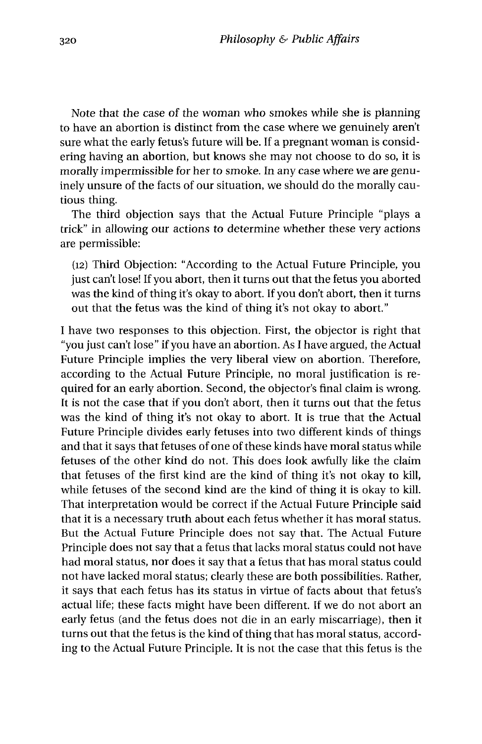Note that the case of the woman who smokes while she is planning to have an abortion is distinct from the case where we genuinely aren't sure what the early fetus's future will be. If a pregnant woman is considering having an abortion, but knows she may not choose to do so, it is morally impermissible for her to smoke. In any case where we are genuinely unsure of the facts of our situation, we should do the morally cautious thing.

The third objection says that the Actual Future Principle "plays a trick" in allowing our actions to determine whether these very actions are permissible:

> (12) Third Objection: "According to the Actual Future Principle, you just can't lose! If you abort, then it turns out that the fetus you aborted was the kind of thing it's okay to abort. If you don't abort, then it turns out that the fetus was the kind of thing it's not okay to abort."

I have two responses to this objection. First, the objector is right that "you just can't lose" if you have an abortion. As I have argued, the Actual Future Principle implies the very liberal view on abortion. Therefore, according to the Actual Future Principle, no moral justification is required for an early abortion. Second, the objector's final claim is wrong. It is not the case that if you don't abort, then it turns out that the fetus was the kind of thing it's not okay to abort. It is true that the Actual Future Principle divides early fetuses into two different kinds of things and that it says that fetuses of one of these kinds have moral status while fetuses of the other kind do not. This does look awfully like the claim that fetuses of the first kind are the kind of thing it's not okay to kill, while fetuses of the second kind are the kind of thing it is okay to kill. That interpretation would be correct if the Actual Future Principle said that it is a necessary truth about each fetus whether it has moral status. But the Actual Future Principle does not say that. The Actual Future Principle does not say that a fetus that lacks moral status could not have had moral status, nor does it say that a fetus that has moral status could not have lacked moral status; clearly these are both possibilities. Rather, it says that each fetus has its status in virtue of facts about that fetus's actual life; these facts might have been different. If we do not abort an early fetus (and the fetus does not die in an early miscarriage), then it turns out that the fetus is the kind of thing that has moral status, according to the Actual Future Principle. It is not the case that this fetus is the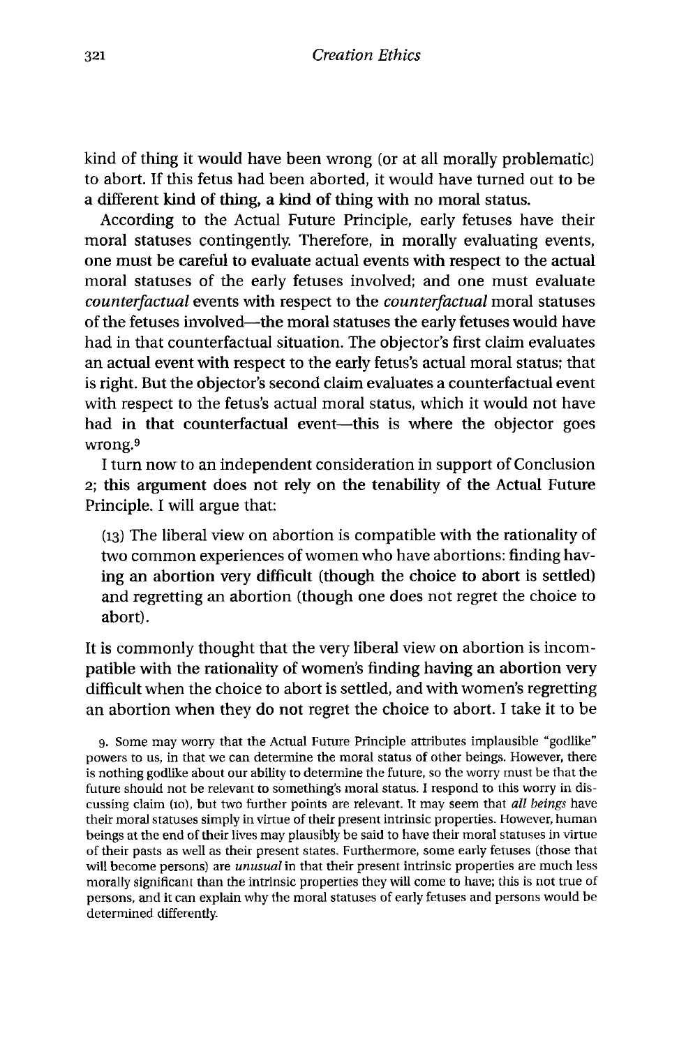kind of thing it would have been wrong (or at all morally problematic) to abort. If this fetus had been aborted, it would have turned out to be a different kind of thing, a kind of thing with no moral status.

According to the Actual Future Principle, early fetuses have their moral statuses contingently. Therefore, in morally evaluating events, one must be careful to evaluate actual events with respect to the actual moral statuses of the early fetuses involved; and one must evaluate *counterfactual* events with respect to the *counterfactual* moral statuses of the fetuses involved—the moral statuses the early fetuses would have had in that counterfactual situation. The objector's first claim evaluates an actual event with respect to the early fetus's actual moral status; that is right. But the objector's second claim evaluates a counterfactual event with respect to the fetus's actual moral status, which it would not have had in that counterfactual event—this is where the objector goes wrong.[9]

I turn now to an independent consideration in support of Conclusion 2; this argument does not rely on the tenability of the Actual Future Principle. I will argue that:

> (13) The liberal view on abortion is compatible with the rationality of two common experiences of women who have abortions: finding having an abortion very difficult (though the choice to abort is settled) and regretting an abortion (though one does not regret the choice to abort).

It is commonly thought that the very liberal view on abortion is incompatible with the rationality of women's finding having an abortion very difficult when the choice to abort is settled, and with women's regretting an abortion when they do not regret the choice to abort. I take it to be

9. Some may worry that the Actual Future Principle attributes implausible "godlike" powers to us, in that we can determine the moral status of other beings. However, there is nothing godlike about our ability to determine the future, so the worry must be that the future should not be relevant to something's moral status. I respond to this worry in discussing claim (10), but two further points are relevant. It may seem that *all beings* have their moral statuses simply in virtue of their present intrinsic properties. However, human beings at the end of their lives may plausibly be said to have their moral statuses in virtue of their pasts as well as their present states. Furthermore, some early fetuses (those that will become persons) are *unusual* in that their present intrinsic properties are much less morally significant than the intrinsic properties they will come to have; this is not true of persons, and it can explain why the moral statuses of early fetuses and persons would be determined differently.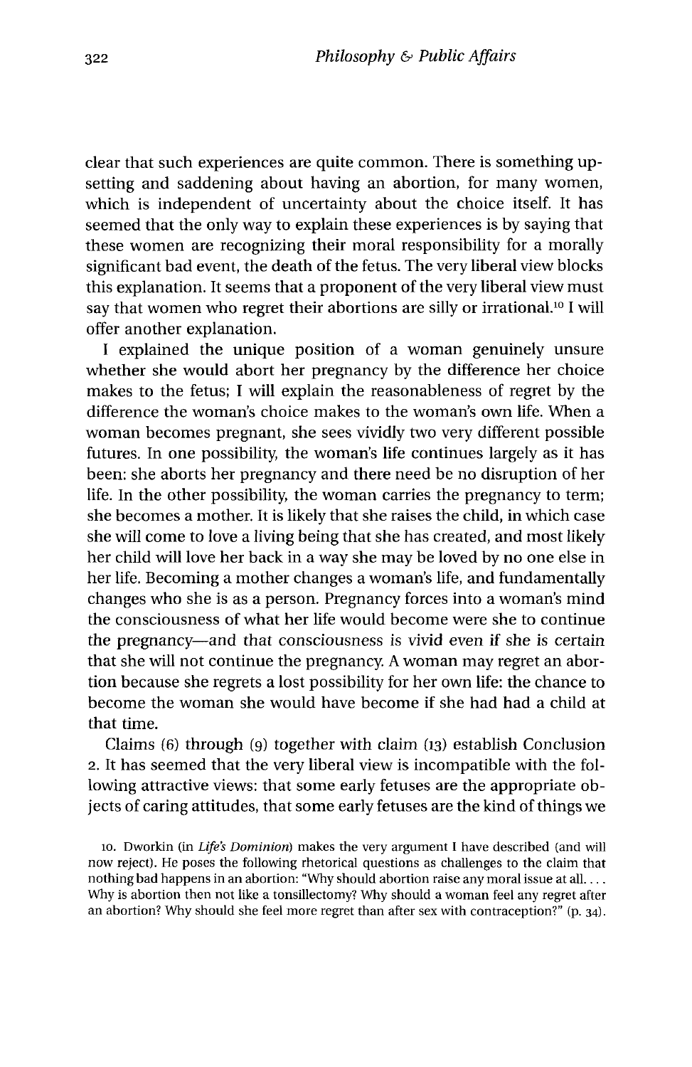clear that such experiences are quite common. There is something upsetting and saddening about having an abortion, for many women, which is independent of uncertainty about the choice itself. It has seemed that the only way to explain these experiences is by saying that these women are recognizing their moral responsibility for a morally significant bad event, the death of the fetus. The very liberal view blocks this explanation. It seems that a proponent of the very liberal view must say that women who regret their abortions are silly or irrational.[10] I will offer another explanation.

I explained the unique position of a woman genuinely unsure whether she would abort her pregnancy by the difference her choice makes to the fetus; I will explain the reasonableness of regret by the difference the woman's choice makes to the woman's own life. When a woman becomes pregnant, she sees vividly two very different possible futures. In one possibility, the woman's life continues largely as it has been: she aborts her pregnancy and there need be no disruption of her life. In the other possibility, the woman carries the pregnancy to term; she becomes a mother. It is likely that she raises the child, in which case she will come to love a living being that she has created, and most likely her child will love her back in a way she may be loved by no one else in her life. Becoming a mother changes a woman's life, and fundamentally changes who she is as a person. Pregnancy forces into a woman's mind the consciousness of what her life would become were she to continue the pregnancy—and that consciousness is vivid even if she is certain that she will not continue the pregnancy. A woman may regret an abortion because she regrets a lost possibility for her own life: the chance to become the woman she would have become if she had had a child at that time.

Claims (6) through (9) together with claim (13) establish Conclusion 2. It has seemed that the very liberal view is incompatible with the following attractive views: that some early fetuses are the appropriate objects of caring attitudes, that some early fetuses are the kind of things we

10. Dworkin (in *Life's Dominion*) makes the very argument I have described (and will now reject). He poses the following rhetorical questions as challenges to the claim that nothing bad happens in an abortion: "Why should abortion raise any moral issue at all. . . . Why is abortion then not like a tonsillectomy? Why should a woman feel any regret after an abortion? Why should she feel more regret than after sex with contraception?" (p. 34).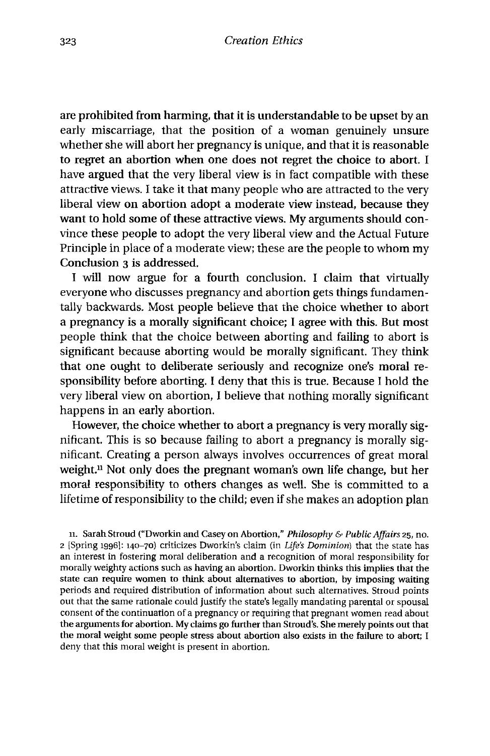are prohibited from harming, that it is understandable to be upset by an early miscarriage, that the position of a woman genuinely unsure whether she will abort her pregnancy is unique, and that it is reasonable to regret an abortion when one does not regret the choice to abort. I have argued that the very liberal view is in fact compatible with these attractive views. I take it that many people who are attracted to the very liberal view on abortion adopt a moderate view instead, because they want to hold some of these attractive views. My arguments should convince these people to adopt the very liberal view and the Actual Future Principle in place of a moderate view; these are the people to whom my Conclusion 3 is addressed.

I will now argue for a fourth conclusion. I claim that virtually everyone who discusses pregnancy and abortion gets things fundamentally backwards. Most people believe that the choice whether to abort a pregnancy is a morally significant choice; I agree with this. But most people think that the choice between aborting and failing to abort is significant because aborting would be morally significant. They think that one ought to deliberate seriously and recognize one's moral responsibility before aborting. I deny that this is true. Because I hold the very liberal view on abortion, I believe that nothing morally significant happens in an early abortion.

However, the choice whether to abort a pregnancy is very morally significant. This is so because failing to abort a pregnancy is morally significant. Creating a person always involves occurrences of great moral weight.[11] Not only does the pregnant woman's own life change, but her moral responsibility to others changes as well. She is committed to a lifetime of responsibility to the child; even if she makes an adoption plan

11. Sarah Stroud ("Dworkin and Casey on Abortion," *Philosophy & Public Affairs* 25, no. 2 [Spring 1996]: 140–70) criticizes Dworkin's claim (in *Life's Dominion*) that the state has an interest in fostering moral deliberation and a recognition of moral responsibility for morally weighty actions such as having an abortion. Dworkin thinks this implies that the state can require women to think about alternatives to abortion, by imposing waiting periods and required distribution of information about such alternatives. Stroud points out that the same rationale could justify the state's legally mandating parental or spousal consent of the continuation of a pregnancy or requiring that pregnant women read about the arguments for abortion. My claims go further than Stroud's. She merely points out that the moral weight some people stress about abortion also exists in the failure to abort; I deny that this moral weight is present in abortion.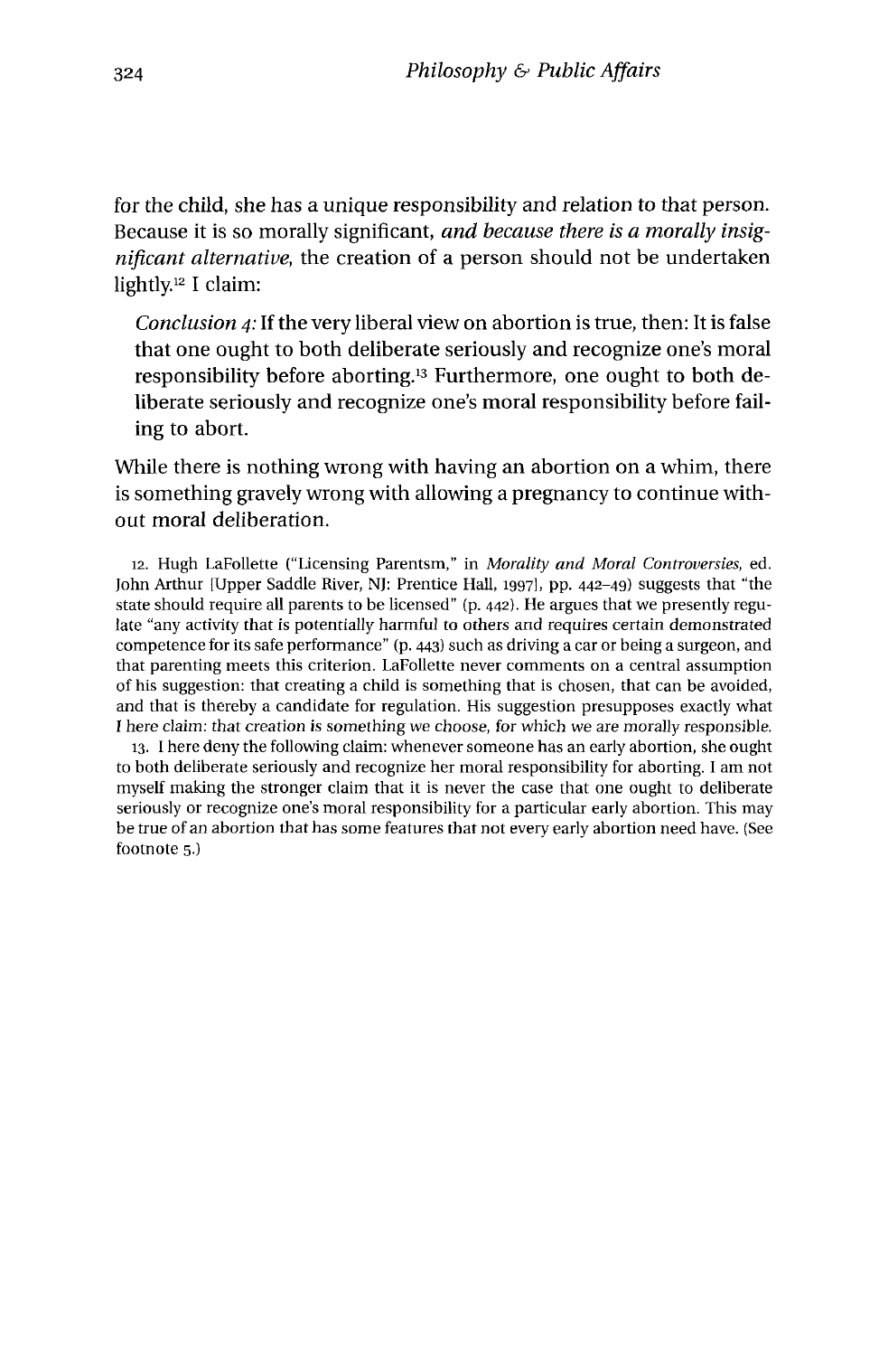for the child, she has a unique responsibility and relation to that person. Because it is so morally significant, *and because there is a morally insignificant alternative*, the creation of a person should not be undertaken lightly.[12] I claim:

> *Conclusion 4:* **If the very liberal view on abortion is true, then: It is false that one ought to both deliberate seriously and recognize one's moral responsibility before aborting.[13] Furthermore, one ought to both deliberate seriously and recognize one's moral responsibility before failing to abort.**

While there is nothing wrong with having an abortion on a whim, there is something gravely wrong with allowing a pregnancy to continue without moral deliberation.

12. Hugh LaFollette ("Licensing Parentsm," in *Morality and Moral Controversies*, ed. John Arthur [Upper Saddle River, NJ: Prentice Hall, 1997], pp. 442–49) suggests that "the state should require all parents to be licensed" (p. 442). He argues that we presently regulate "any activity that is potentially harmful to others and requires certain demonstrated competence for its safe performance" (p. 443) such as driving a car or being a surgeon, and that parenting meets this criterion. LaFollette never comments on a central assumption of his suggestion: that creating a child is something that is chosen, that can be avoided, and that is thereby a candidate for regulation. His suggestion presupposes exactly what *I here claim: that creation is something we choose, for which we are morally responsible.*

13. I here deny the following claim: whenever someone has an early abortion, she ought to both deliberate seriously and recognize her moral responsibility for aborting. I am not myself making the stronger claim that it is never the case that one ought to deliberate seriously or recognize one's moral responsibility for a particular early abortion. This may be true of an abortion that has some features that not every early abortion need have. (See footnote 5.)